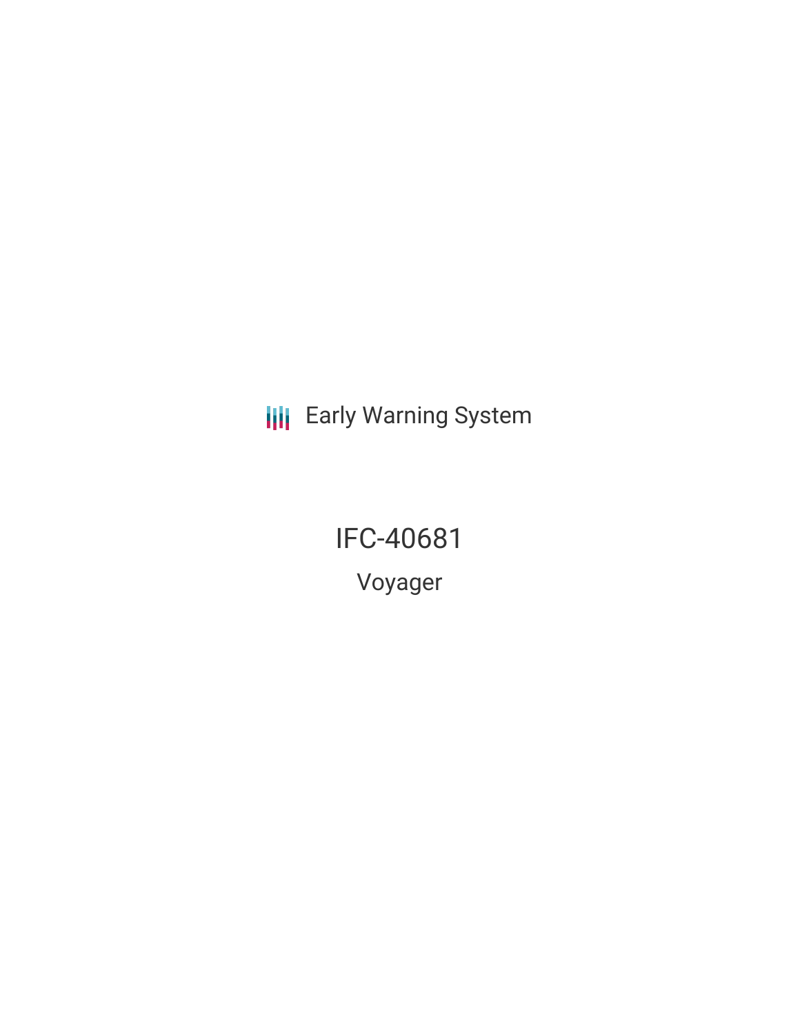Early Warning System

# IFC-40681

## Voyager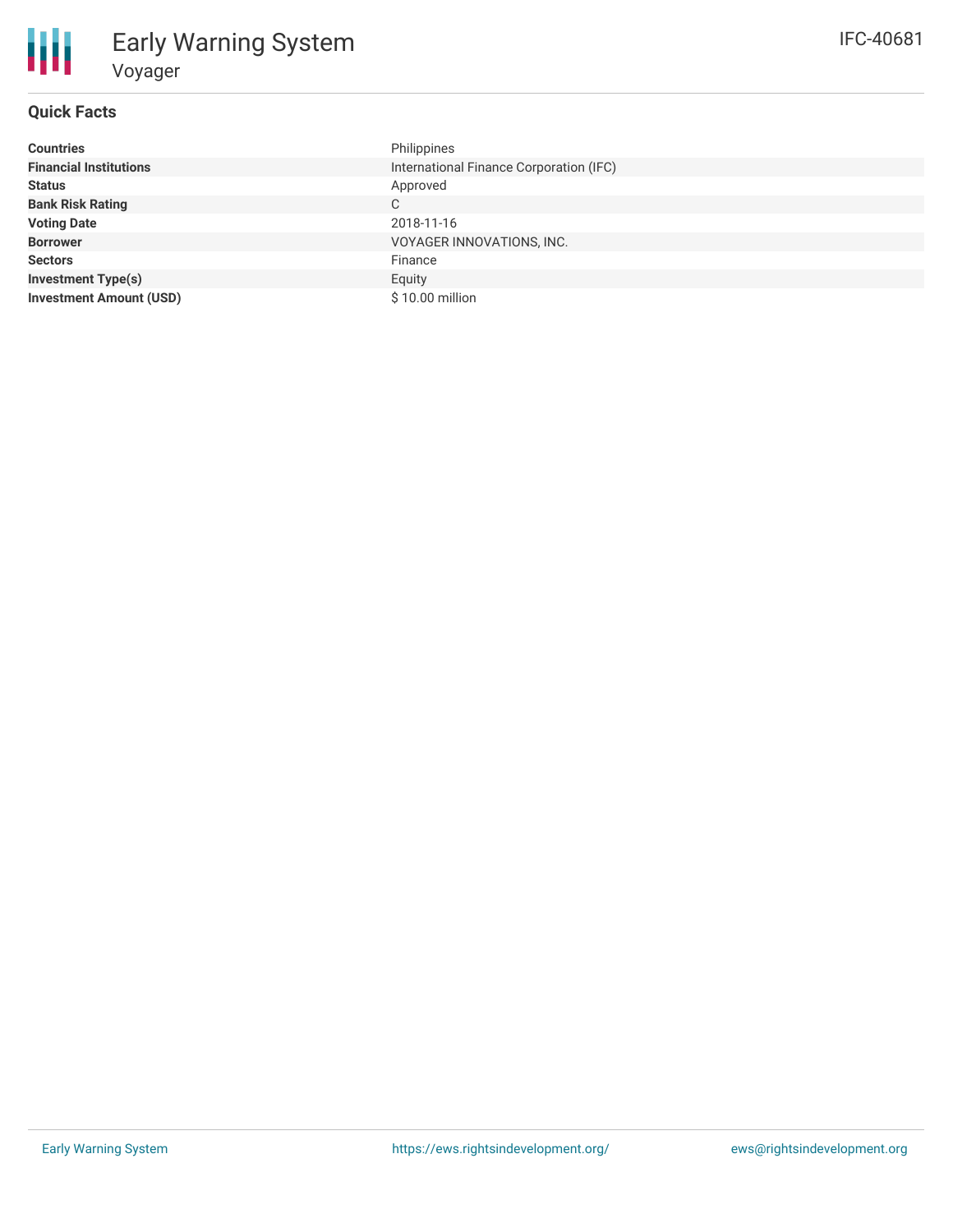# Early Warning System

## Voyager

IFC-40681

### Quick Facts

| | |
|---|---|
| **Countries** | Philippines |
| **Financial Institutions** | International Finance Corporation (IFC) |
| **Status** | Approved |
| **Bank Risk Rating** | C |
| **Voting Date** | 2018-11-16 |
| **Borrower** | VOYAGER INNOVATIONS, INC. |
| **Sectors** | Finance |
| **Investment Type(s)** | Equity |
| **Investment Amount (USD)** | $ 10.00 million |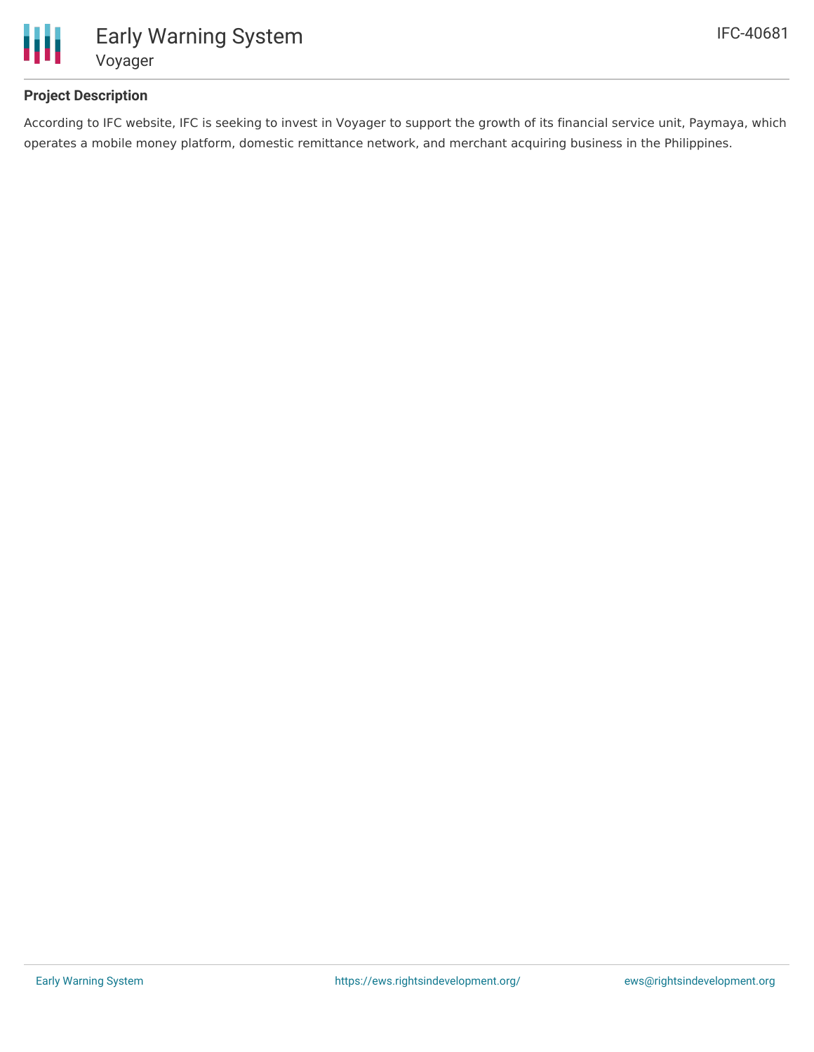## Project Description

According to IFC website, IFC is seeking to invest in Voyager to support the growth of its financial service unit, Paymaya, which operates a mobile money platform, domestic remittance network, and merchant acquiring business in the Philippines.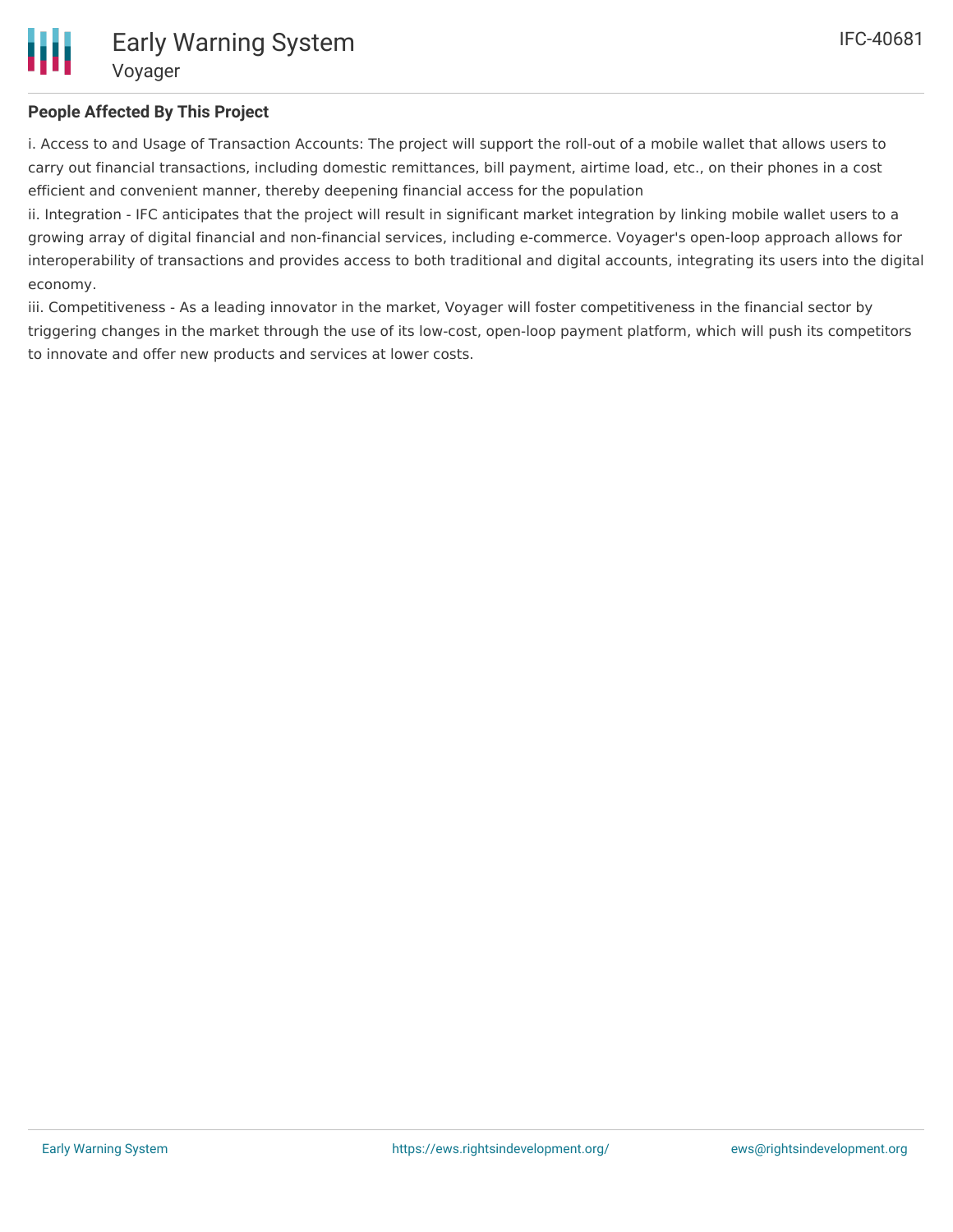### People Affected By This Project

i. Access to and Usage of Transaction Accounts: The project will support the roll-out of a mobile wallet that allows users to carry out financial transactions, including domestic remittances, bill payment, airtime load, etc., on their phones in a cost efficient and convenient manner, thereby deepening financial access for the population

ii. Integration - IFC anticipates that the project will result in significant market integration by linking mobile wallet users to a growing array of digital financial and non-financial services, including e-commerce. Voyager's open-loop approach allows for interoperability of transactions and provides access to both traditional and digital accounts, integrating its users into the digital economy.

iii. Competitiveness - As a leading innovator in the market, Voyager will foster competitiveness in the financial sector by triggering changes in the market through the use of its low-cost, open-loop payment platform, which will push its competitors to innovate and offer new products and services at lower costs.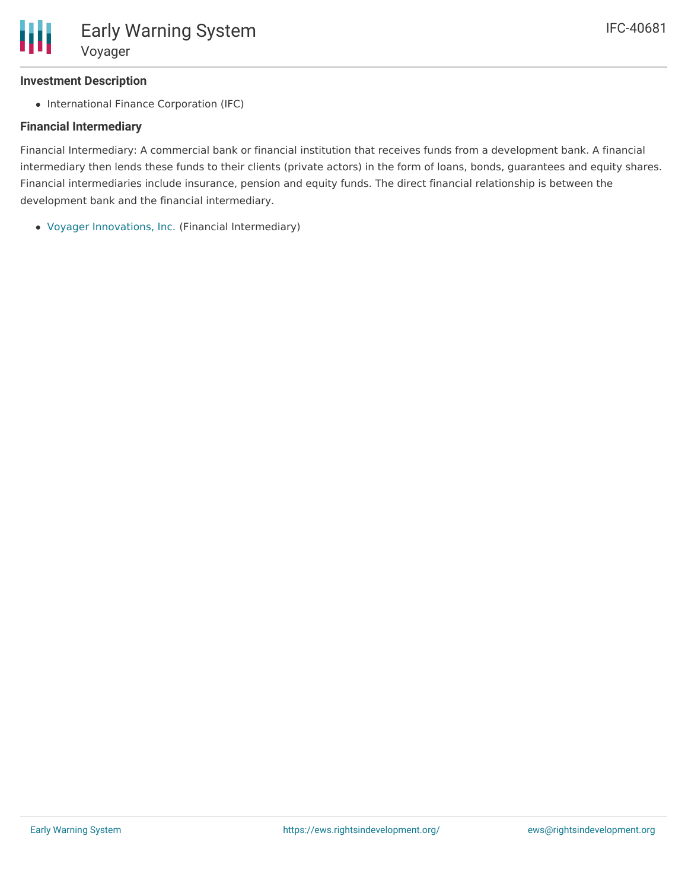### Investment Description

- International Finance Corporation (IFC)

### Financial Intermediary

Financial Intermediary: A commercial bank or financial institution that receives funds from a development bank. A financial intermediary then lends these funds to their clients (private actors) in the form of loans, bonds, guarantees and equity shares. Financial intermediaries include insurance, pension and equity funds. The direct financial relationship is between the development bank and the financial intermediary.

- Voyager Innovations, Inc. (Financial Intermediary)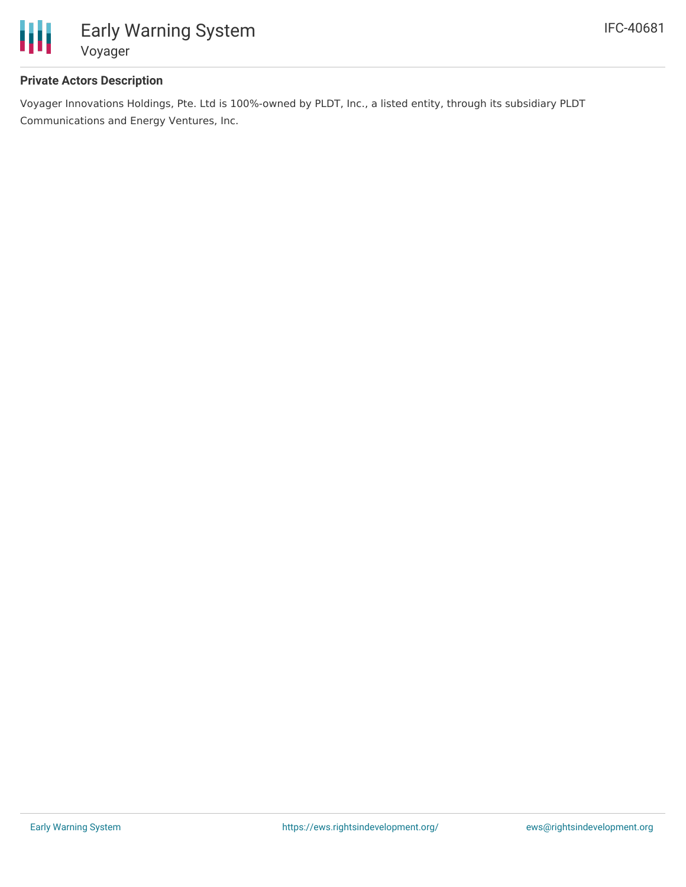### Private Actors Description

Voyager Innovations Holdings, Pte. Ltd is 100%-owned by PLDT, Inc., a listed entity, through its subsidiary PLDT Communications and Energy Ventures, Inc.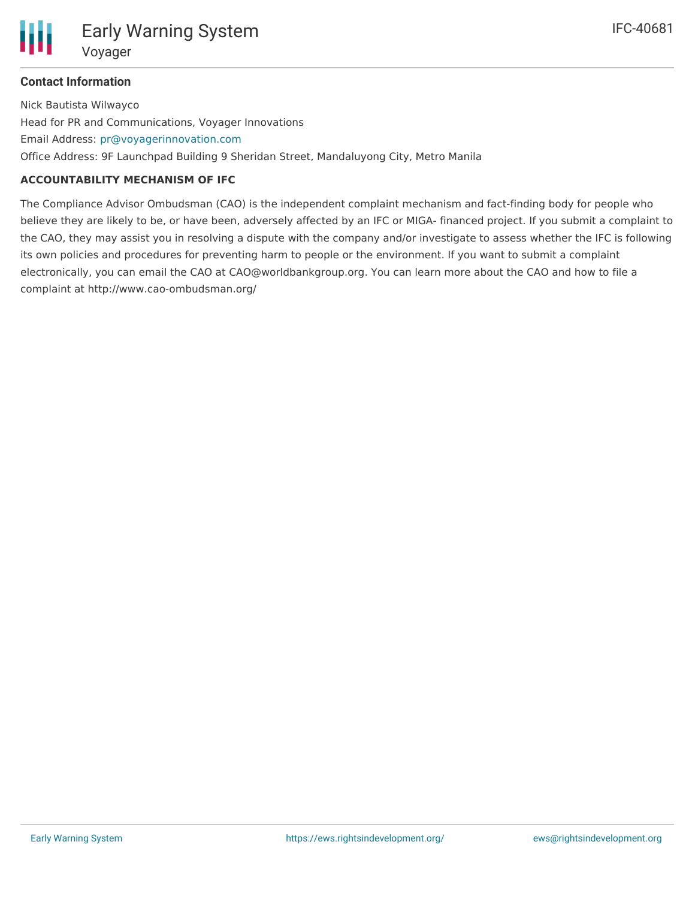### Contact Information

Nick Bautista Wilwayco
Head for PR and Communications, Voyager Innovations
Email Address: pr@voyagerinnovation.com
Office Address: 9F Launchpad Building 9 Sheridan Street, Mandaluyong City, Metro Manila

**ACCOUNTABILITY MECHANISM OF IFC**

The Compliance Advisor Ombudsman (CAO) is the independent complaint mechanism and fact-finding body for people who believe they are likely to be, or have been, adversely affected by an IFC or MIGA- financed project. If you submit a complaint to the CAO, they may assist you in resolving a dispute with the company and/or investigate to assess whether the IFC is following its own policies and procedures for preventing harm to people or the environment. If you want to submit a complaint electronically, you can email the CAO at CAO@worldbankgroup.org. You can learn more about the CAO and how to file a complaint at http://www.cao-ombudsman.org/